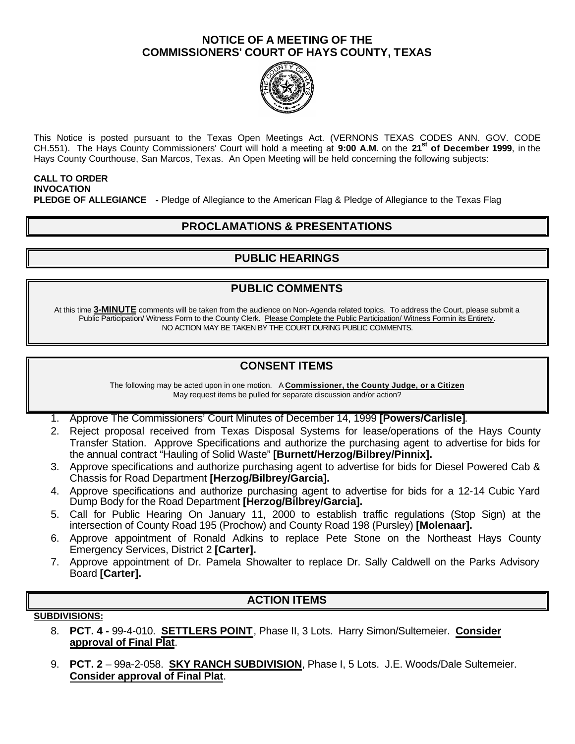# NOTICE OF A MEETING OF THE COMMISSIONERS' COURT OF HAYS COUNTY, TEXAS

This Notice is posted pursuant to the Texas Open Meetings Act. (VERNONS TEXAS CODES ANN. GOV. CODE CH.551). The Hays County Commissioners' Court will hold a meeting at **9:00 A.M.** on the **21st of December 1999**, in the Hays County Courthouse, San Marcos, Texas. An Open Meeting will be held concerning the following subjects:

**CALL TO ORDER**
**INVOCATION**
**PLEDGE OF ALLEGIANCE -** Pledge of Allegiance to the American Flag & Pledge of Allegiance to the Texas Flag

## PROCLAMATIONS & PRESENTATIONS

## PUBLIC HEARINGS

## PUBLIC COMMENTS

At this time **3-MINUTE** comments will be taken from the audience on Non-Agenda related topics. To address the Court, please submit a Public Participation/ Witness Form to the County Clerk. Please Complete the Public Participation/ Witness Form in its Entirety.
NO ACTION MAY BE TAKEN BY THE COURT DURING PUBLIC COMMENTS.

## CONSENT ITEMS

The following may be acted upon in one motion. A **Commissioner, the County Judge, or a Citizen** May request items be pulled for separate discussion and/or action?

1. Approve The Commissioners' Court Minutes of December 14, 1999 **[Powers/Carlisle]**.
2. Reject proposal received from Texas Disposal Systems for lease/operations of the Hays County Transfer Station. Approve Specifications and authorize the purchasing agent to advertise for bids for the annual contract "Hauling of Solid Waste" **[Burnett/Herzog/Bilbrey/Pinnix].**
3. Approve specifications and authorize purchasing agent to advertise for bids for Diesel Powered Cab & Chassis for Road Department **[Herzog/Bilbrey/Garcia].**
4. Approve specifications and authorize purchasing agent to advertise for bids for a 12-14 Cubic Yard Dump Body for the Road Department **[Herzog/Bilbrey/Garcia].**
5. Call for Public Hearing On January 11, 2000 to establish traffic regulations (Stop Sign) at the intersection of County Road 195 (Prochow) and County Road 198 (Pursley) **[Molenaar].**
6. Approve appointment of Ronald Adkins to replace Pete Stone on the Northeast Hays County Emergency Services, District 2 **[Carter].**
7. Approve appointment of Dr. Pamela Showalter to replace Dr. Sally Caldwell on the Parks Advisory Board **[Carter].**

## ACTION ITEMS

**SUBDIVISIONS:**

8. **PCT. 4 -** 99-4-010. **SETTLERS POINT**, Phase II, 3 Lots. Harry Simon/Sultemeier. **Consider approval of Final Plat**.

9. **PCT. 2** – 99a-2-058. **SKY RANCH SUBDIVISION**, Phase I, 5 Lots. J.E. Woods/Dale Sultemeier. **Consider approval of Final Plat**.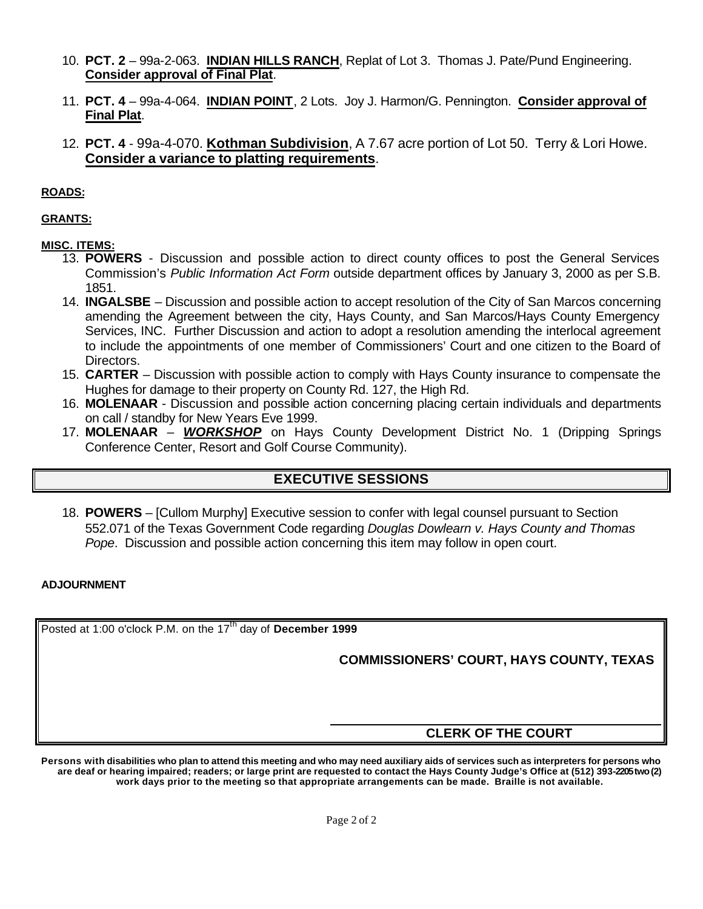10. **PCT. 2** – 99a-2-063. **INDIAN HILLS RANCH**, Replat of Lot 3. Thomas J. Pate/Pund Engineering. **Consider approval of Final Plat**.
11. **PCT. 4** – 99a-4-064. **INDIAN POINT**, 2 Lots. Joy J. Harmon/G. Pennington. **Consider approval of Final Plat**.
12. **PCT. 4** - 99a-4-070. **Kothman Subdivision**, A 7.67 acre portion of Lot 50. Terry & Lori Howe. **Consider a variance to platting requirements**.

**ROADS:**

**GRANTS:**

**MISC. ITEMS:**

13. **POWERS** - Discussion and possible action to direct county offices to post the General Services Commission's *Public Information Act Form* outside department offices by January 3, 2000 as per S.B. 1851.
14. **INGALSBE** – Discussion and possible action to accept resolution of the City of San Marcos concerning amending the Agreement between the city, Hays County, and San Marcos/Hays County Emergency Services, INC. Further Discussion and action to adopt a resolution amending the interlocal agreement to include the appointments of one member of Commissioners' Court and one citizen to the Board of Directors.
15. **CARTER** – Discussion with possible action to comply with Hays County insurance to compensate the Hughes for damage to their property on County Rd. 127, the High Rd.
16. **MOLENAAR** - Discussion and possible action concerning placing certain individuals and departments on call / standby for New Years Eve 1999.
17. **MOLENAAR** – ***WORKSHOP*** on Hays County Development District No. 1 (Dripping Springs Conference Center, Resort and Golf Course Community).

## EXECUTIVE SESSIONS

18. **POWERS** – [Cullom Murphy] Executive session to confer with legal counsel pursuant to Section 552.071 of the Texas Government Code regarding *Douglas Dowlearn v. Hays County and Thomas Pope*. Discussion and possible action concerning this item may follow in open court.

**ADJOURNMENT**

Posted at 1:00 o'clock P.M. on the 17th day of **December 1999**

**COMMISSIONERS' COURT, HAYS COUNTY, TEXAS**

**CLERK OF THE COURT**

**Persons with disabilities who plan to attend this meeting and who may need auxiliary aids of services such as interpreters for persons who are deaf or hearing impaired; readers; or large print are requested to contact the Hays County Judge's Office at (512) 393-2205 two (2) work days prior to the meeting so that appropriate arrangements can be made. Braille is not available.**